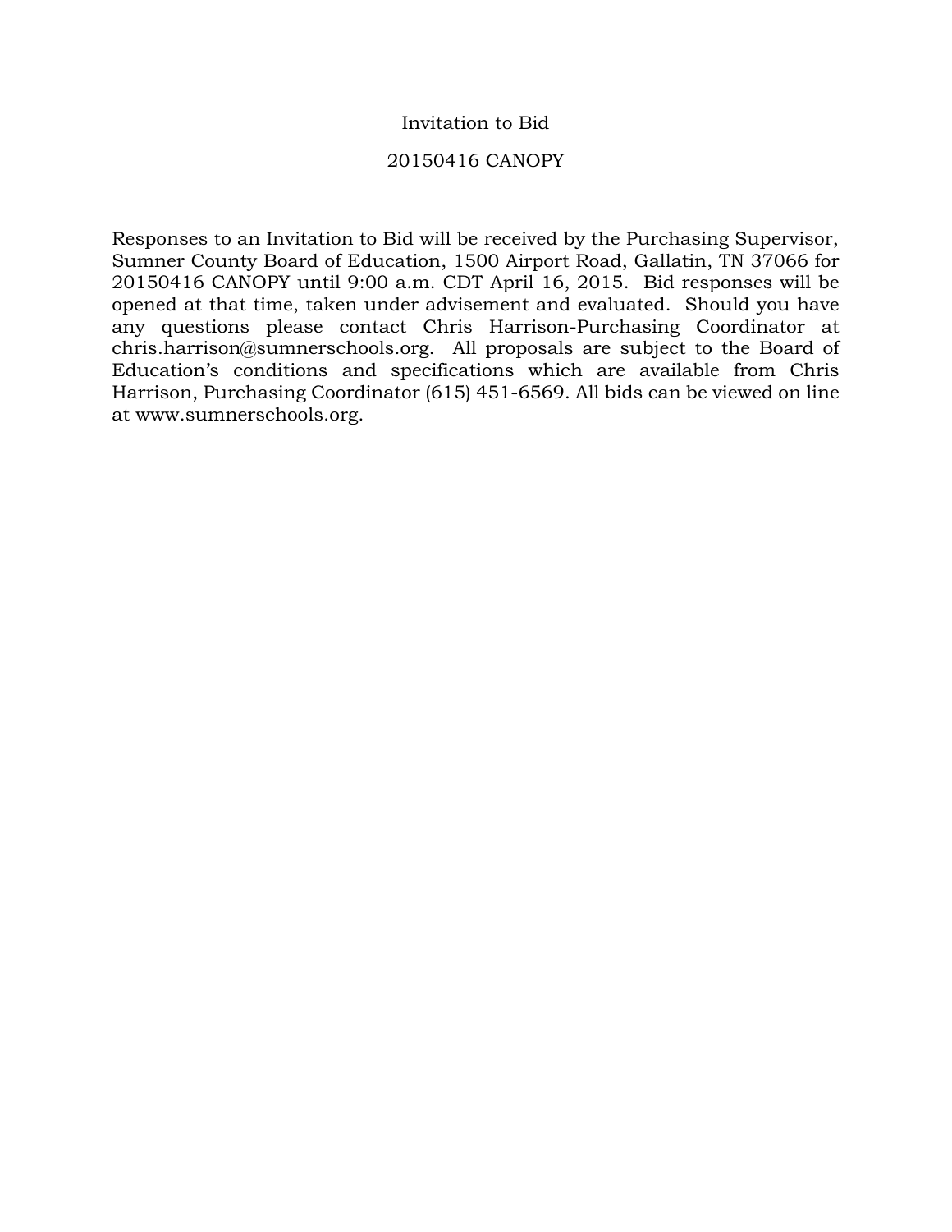# Invitation to Bid

## 20150416 CANOPY

Responses to an Invitation to Bid will be received by the Purchasing Supervisor, Sumner County Board of Education, 1500 Airport Road, Gallatin, TN 37066 for 20150416 CANOPY until 9:00 a.m. CDT April 16, 2015. Bid responses will be opened at that time, taken under advisement and evaluated. Should you have any questions please contact Chris Harrison-Purchasing Coordinator at chris.harrison@sumnerschools.org. All proposals are subject to the Board of Education's conditions and specifications which are available from Chris Harrison, Purchasing Coordinator (615) 451-6569. All bids can be viewed on line at www.sumnerschools.org.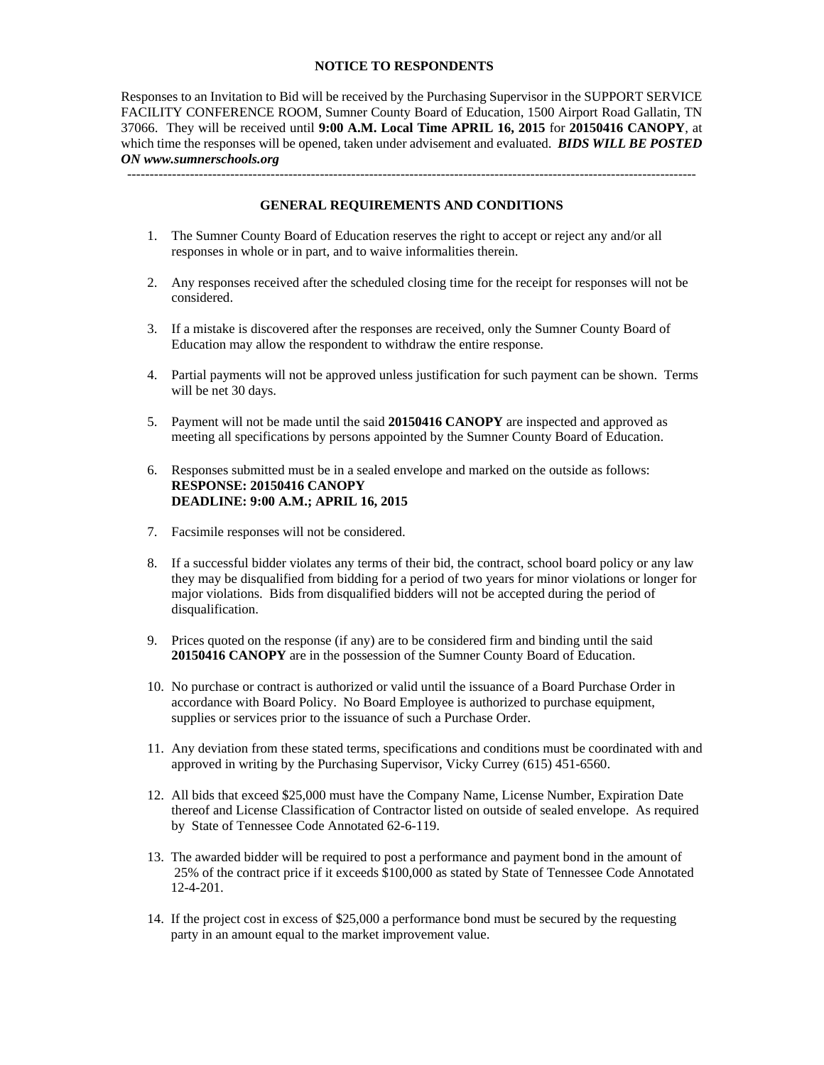**NOTICE TO RESPONDENTS**

Responses to an Invitation to Bid will be received by the Purchasing Supervisor in the SUPPORT SERVICE FACILITY CONFERENCE ROOM, Sumner County Board of Education, 1500 Airport Road Gallatin, TN 37066. They will be received until **9:00 A.M. Local Time APRIL 16, 2015** for **20150416 CANOPY**, at which time the responses will be opened, taken under advisement and evaluated. ***BIDS WILL BE POSTED ON www.sumnerschools.org***

---

**GENERAL REQUIREMENTS AND CONDITIONS**

1. The Sumner County Board of Education reserves the right to accept or reject any and/or all responses in whole or in part, and to waive informalities therein.

2. Any responses received after the scheduled closing time for the receipt for responses will not be considered.

3. If a mistake is discovered after the responses are received, only the Sumner County Board of Education may allow the respondent to withdraw the entire response.

4. Partial payments will not be approved unless justification for such payment can be shown. Terms will be net 30 days.

5. Payment will not be made until the said **20150416 CANOPY** are inspected and approved as meeting all specifications by persons appointed by the Sumner County Board of Education.

6. Responses submitted must be in a sealed envelope and marked on the outside as follows:
   **RESPONSE: 20150416 CANOPY**
   **DEADLINE: 9:00 A.M.; APRIL 16, 2015**

7. Facsimile responses will not be considered.

8. If a successful bidder violates any terms of their bid, the contract, school board policy or any law they may be disqualified from bidding for a period of two years for minor violations or longer for major violations. Bids from disqualified bidders will not be accepted during the period of disqualification.

9. Prices quoted on the response (if any) are to be considered firm and binding until the said **20150416 CANOPY** are in the possession of the Sumner County Board of Education.

10. No purchase or contract is authorized or valid until the issuance of a Board Purchase Order in accordance with Board Policy. No Board Employee is authorized to purchase equipment, supplies or services prior to the issuance of such a Purchase Order.

11. Any deviation from these stated terms, specifications and conditions must be coordinated with and approved in writing by the Purchasing Supervisor, Vicky Currey (615) 451-6560.

12. All bids that exceed $25,000 must have the Company Name, License Number, Expiration Date thereof and License Classification of Contractor listed on outside of sealed envelope. As required by State of Tennessee Code Annotated 62-6-119.

13. The awarded bidder will be required to post a performance and payment bond in the amount of 25% of the contract price if it exceeds $100,000 as stated by State of Tennessee Code Annotated 12-4-201.

14. If the project cost in excess of $25,000 a performance bond must be secured by the requesting party in an amount equal to the market improvement value.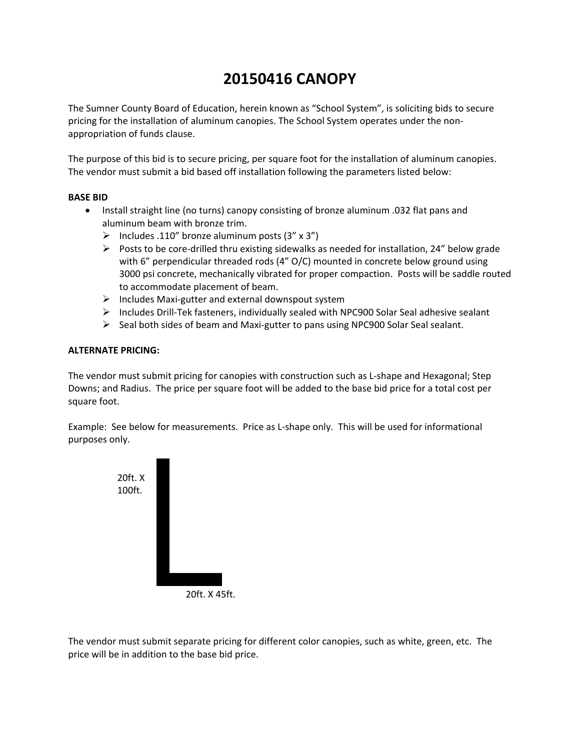# 20150416 CANOPY

The Sumner County Board of Education, herein known as "School System", is soliciting bids to secure pricing for the installation of aluminum canopies. The School System operates under the non-appropriation of funds clause.

The purpose of this bid is to secure pricing, per square foot for the installation of aluminum canopies. The vendor must submit a bid based off installation following the parameters listed below:

**BASE BID**

- Install straight line (no turns) canopy consisting of bronze aluminum .032 flat pans and aluminum beam with bronze trim.
  - Includes .110" bronze aluminum posts (3" x 3")
  - Posts to be core-drilled thru existing sidewalks as needed for installation, 24" below grade with 6" perpendicular threaded rods (4" O/C) mounted in concrete below ground using 3000 psi concrete, mechanically vibrated for proper compaction. Posts will be saddle routed to accommodate placement of beam.
  - Includes Maxi-gutter and external downspout system
  - Includes Drill-Tek fasteners, individually sealed with NPC900 Solar Seal adhesive sealant
  - Seal both sides of beam and Maxi-gutter to pans using NPC900 Solar Seal sealant.

**ALTERNATE PRICING:**

The vendor must submit pricing for canopies with construction such as L-shape and Hexagonal; Step Downs; and Radius. The price per square foot will be added to the base bid price for a total cost per square foot.

Example: See below for measurements. Price as L-shape only. This will be used for informational purposes only.

20ft. X 100ft.

20ft. X 45ft.

The vendor must submit separate pricing for different color canopies, such as white, green, etc. The price will be in addition to the base bid price.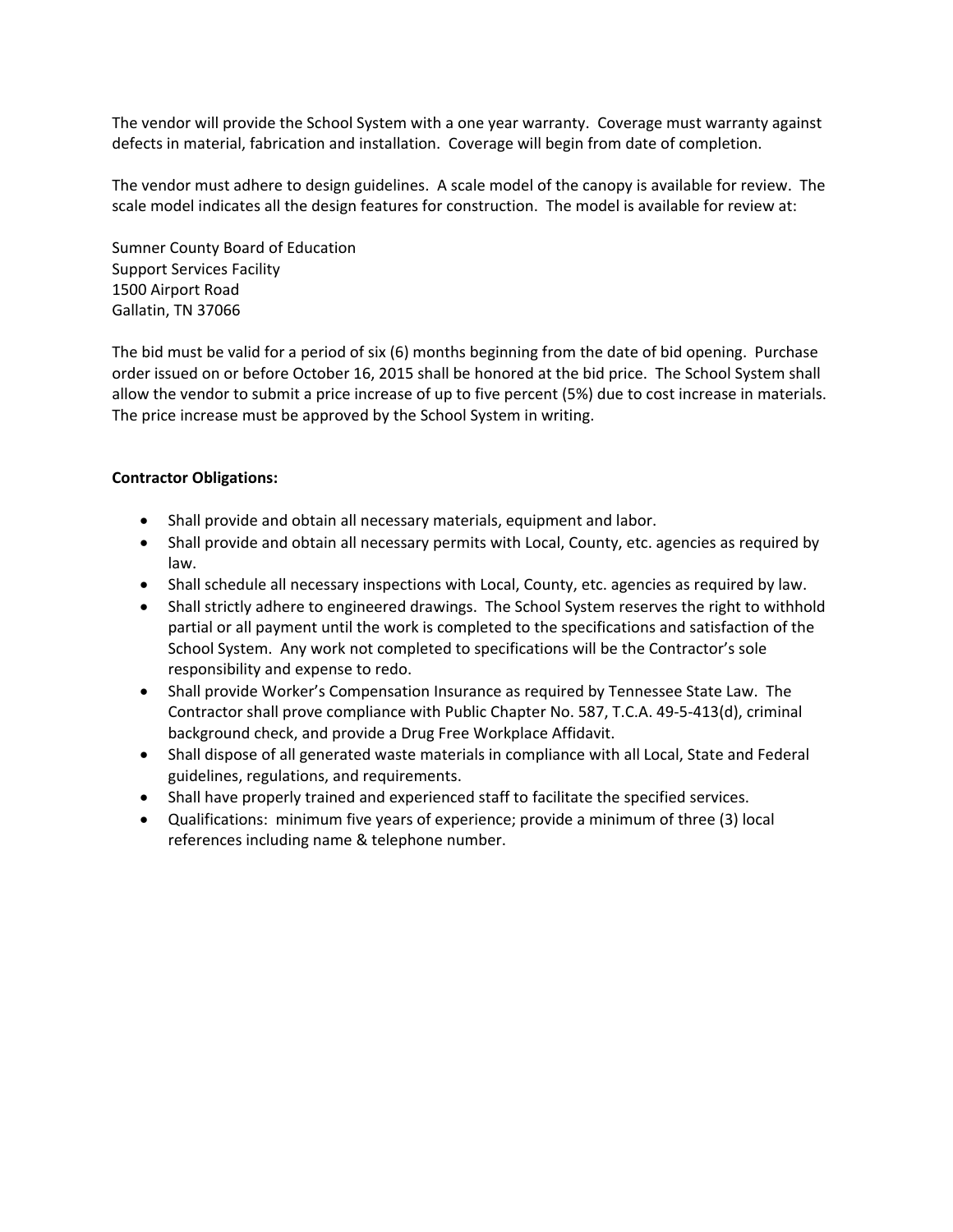The vendor will provide the School System with a one year warranty. Coverage must warranty against defects in material, fabrication and installation. Coverage will begin from date of completion.

The vendor must adhere to design guidelines. A scale model of the canopy is available for review. The scale model indicates all the design features for construction. The model is available for review at:

Sumner County Board of Education
Support Services Facility
1500 Airport Road
Gallatin, TN 37066

The bid must be valid for a period of six (6) months beginning from the date of bid opening. Purchase order issued on or before October 16, 2015 shall be honored at the bid price. The School System shall allow the vendor to submit a price increase of up to five percent (5%) due to cost increase in materials. The price increase must be approved by the School System in writing.

**Contractor Obligations:**

- Shall provide and obtain all necessary materials, equipment and labor.
- Shall provide and obtain all necessary permits with Local, County, etc. agencies as required by law.
- Shall schedule all necessary inspections with Local, County, etc. agencies as required by law.
- Shall strictly adhere to engineered drawings. The School System reserves the right to withhold partial or all payment until the work is completed to the specifications and satisfaction of the School System. Any work not completed to specifications will be the Contractor's sole responsibility and expense to redo.
- Shall provide Worker's Compensation Insurance as required by Tennessee State Law. The Contractor shall prove compliance with Public Chapter No. 587, T.C.A. 49-5-413(d), criminal background check, and provide a Drug Free Workplace Affidavit.
- Shall dispose of all generated waste materials in compliance with all Local, State and Federal guidelines, regulations, and requirements.
- Shall have properly trained and experienced staff to facilitate the specified services.
- Qualifications: minimum five years of experience; provide a minimum of three (3) local references including name & telephone number.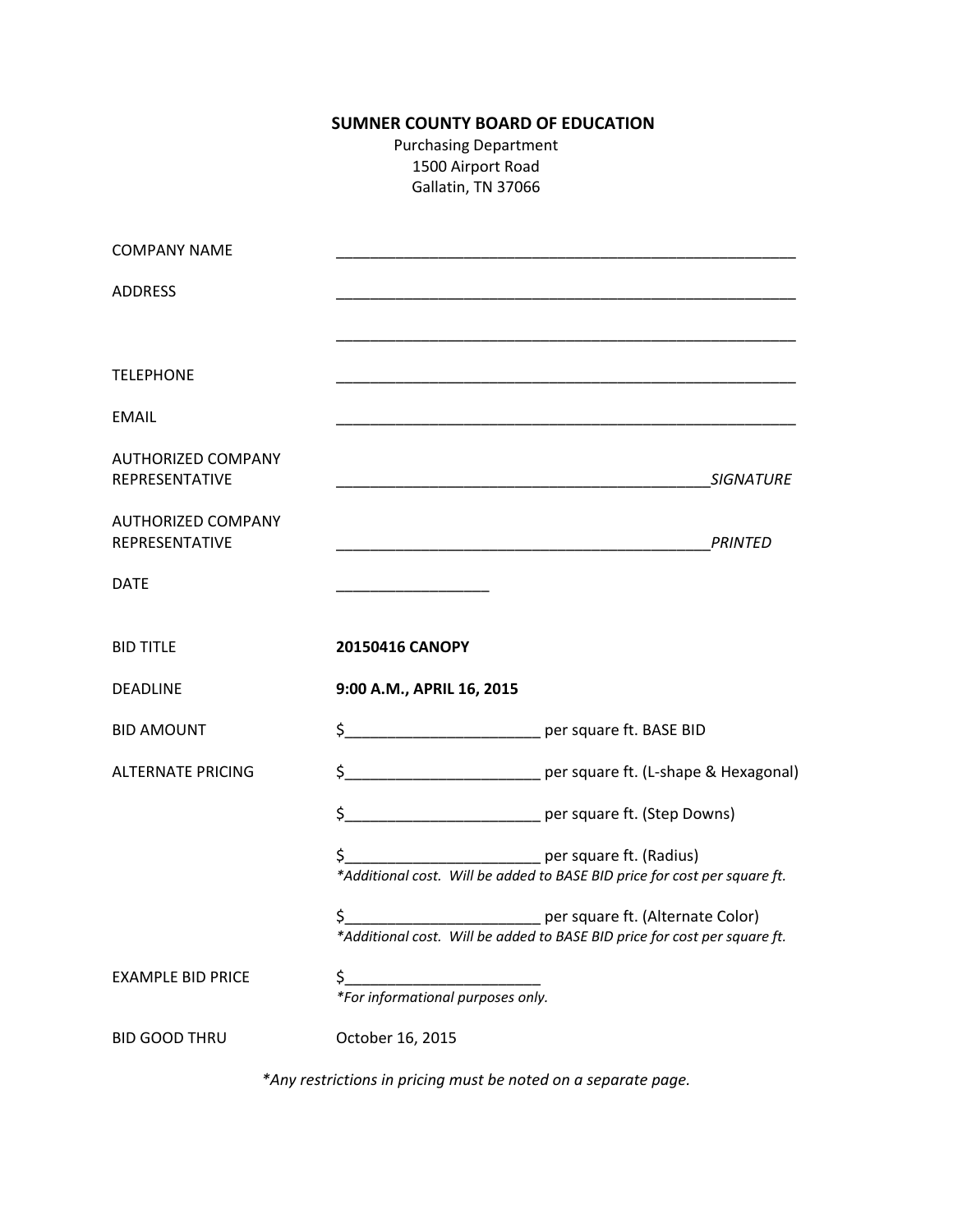**SUMNER COUNTY BOARD OF EDUCATION**

Purchasing Department
1500 Airport Road
Gallatin, TN 37066

| | |
|---|---|
| COMPANY NAME | ________________________________________________ |
| ADDRESS | ________________________________________________ |
| | ________________________________________________ |
| TELEPHONE | ________________________________________________ |
| EMAIL | ________________________________________________ |
| AUTHORIZED COMPANY REPRESENTATIVE | _______________________________________*SIGNATURE* |
| AUTHORIZED COMPANY REPRESENTATIVE | _______________________________________*PRINTED* |
| DATE | ________________ |
| BID TITLE | **20150416 CANOPY** |
| DEADLINE | **9:00 A.M., APRIL 16, 2015** |
| BID AMOUNT | $______________________ per square ft. BASE BID |
| ALTERNATE PRICING | $______________________ per square ft. (L-shape & Hexagonal) |
| | $______________________ per square ft. (Step Downs) |
| | $______________________ per square ft. (Radius) *\*Additional cost. Will be added to BASE BID price for cost per square ft.* |
| | $______________________ per square ft. (Alternate Color) *\*Additional cost. Will be added to BASE BID price for cost per square ft.* |
| EXAMPLE BID PRICE | $______________________ *\*For informational purposes only.* |
| BID GOOD THRU | October 16, 2015 |

*\*Any restrictions in pricing must be noted on a separate page.*